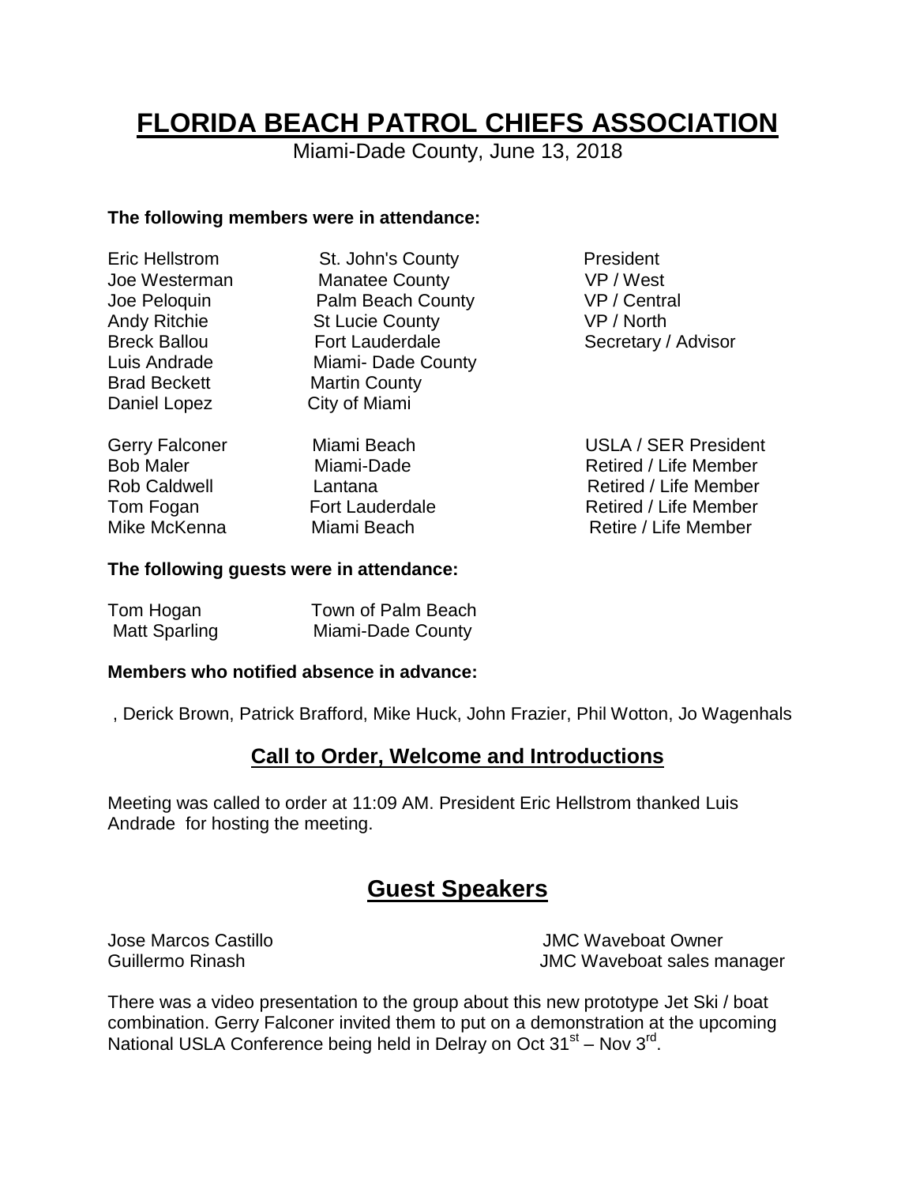# FLORIDA BEACH PATROL CHIEFS ASSOCIATION

Miami-Dade County, June 13, 2018

**The following members were in attendance:**

| | | |
|---|---|---|
| Eric Hellstrom | St. John's County | President |
| Joe Westerman | Manatee County | VP / West |
| Joe Peloquin | Palm Beach County | VP / Central |
| Andy Ritchie | St Lucie County | VP / North |
| Breck Ballou | Fort Lauderdale | Secretary / Advisor |
| Luis Andrade | Miami- Dade County | |
| Brad Beckett | Martin County | |
| Daniel Lopez | City of Miami | |
| Gerry Falconer | Miami Beach | USLA / SER President |
| Bob Maler | Miami-Dade | Retired / Life Member |
| Rob Caldwell | Lantana | Retired / Life Member |
| Tom Fogan | Fort Lauderdale | Retired / Life Member |
| Mike McKenna | Miami Beach | Retire / Life Member |

**The following guests were in attendance:**

| | |
|---|---|
| Tom Hogan | Town of Palm Beach |
| Matt Sparling | Miami-Dade County |

**Members who notified absence in advance:**

, Derick Brown, Patrick Brafford, Mike Huck, John Frazier, Phil Wotton, Jo Wagenhals

## Call to Order, Welcome and Introductions

Meeting was called to order at 11:09 AM. President Eric Hellstrom thanked Luis Andrade for hosting the meeting.

## Guest Speakers

| | |
|---|---|
| Jose Marcos Castillo | JMC Waveboat Owner |
| Guillermo Rinash | JMC Waveboat sales manager |

There was a video presentation to the group about this new prototype Jet Ski / boat combination. Gerry Falconer invited them to put on a demonstration at the upcoming National USLA Conference being held in Delray on Oct 31st – Nov 3rd.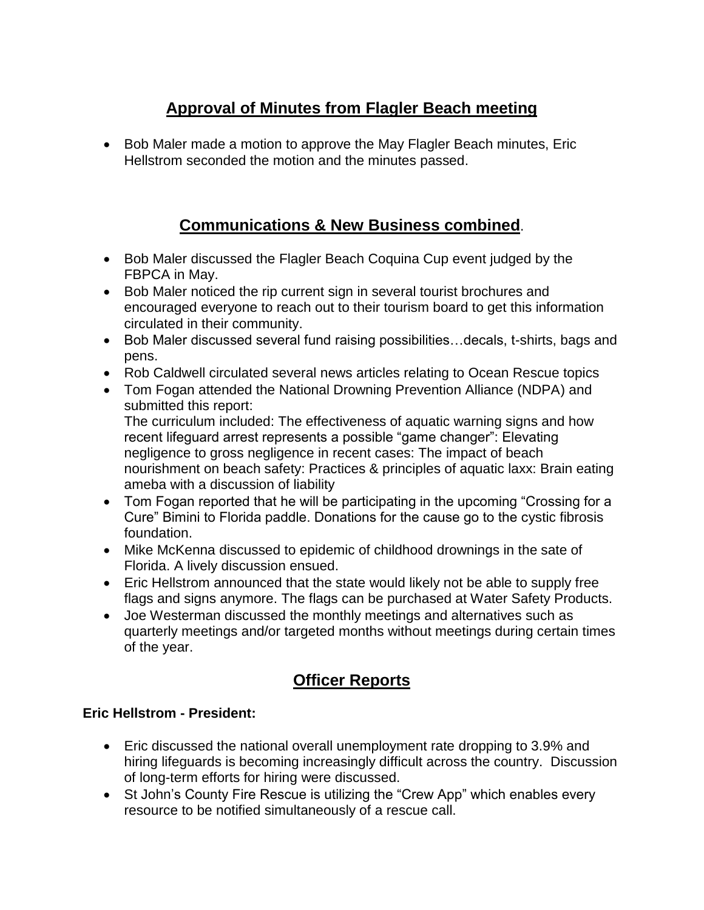## Approval of Minutes from Flagler Beach meeting

- Bob Maler made a motion to approve the May Flagler Beach minutes, Eric Hellstrom seconded the motion and the minutes passed.

## Communications & New Business combined.

- Bob Maler discussed the Flagler Beach Coquina Cup event judged by the FBPCA in May.
- Bob Maler noticed the rip current sign in several tourist brochures and encouraged everyone to reach out to their tourism board to get this information circulated in their community.
- Bob Maler discussed several fund raising possibilities…decals, t-shirts, bags and pens.
- Rob Caldwell circulated several news articles relating to Ocean Rescue topics
- Tom Fogan attended the National Drowning Prevention Alliance (NDPA) and submitted this report:
  The curriculum included: The effectiveness of aquatic warning signs and how recent lifeguard arrest represents a possible "game changer": Elevating negligence to gross negligence in recent cases: The impact of beach nourishment on beach safety: Practices & principles of aquatic laxx: Brain eating ameba with a discussion of liability
- Tom Fogan reported that he will be participating in the upcoming "Crossing for a Cure" Bimini to Florida paddle. Donations for the cause go to the cystic fibrosis foundation.
- Mike McKenna discussed to epidemic of childhood drownings in the sate of Florida. A lively discussion ensued.
- Eric Hellstrom announced that the state would likely not be able to supply free flags and signs anymore. The flags can be purchased at Water Safety Products.
- Joe Westerman discussed the monthly meetings and alternatives such as quarterly meetings and/or targeted months without meetings during certain times of the year.

## Officer Reports

**Eric Hellstrom - President:**

- Eric discussed the national overall unemployment rate dropping to 3.9% and hiring lifeguards is becoming increasingly difficult across the country. Discussion of long-term efforts for hiring were discussed.
- St John's County Fire Rescue is utilizing the "Crew App" which enables every resource to be notified simultaneously of a rescue call.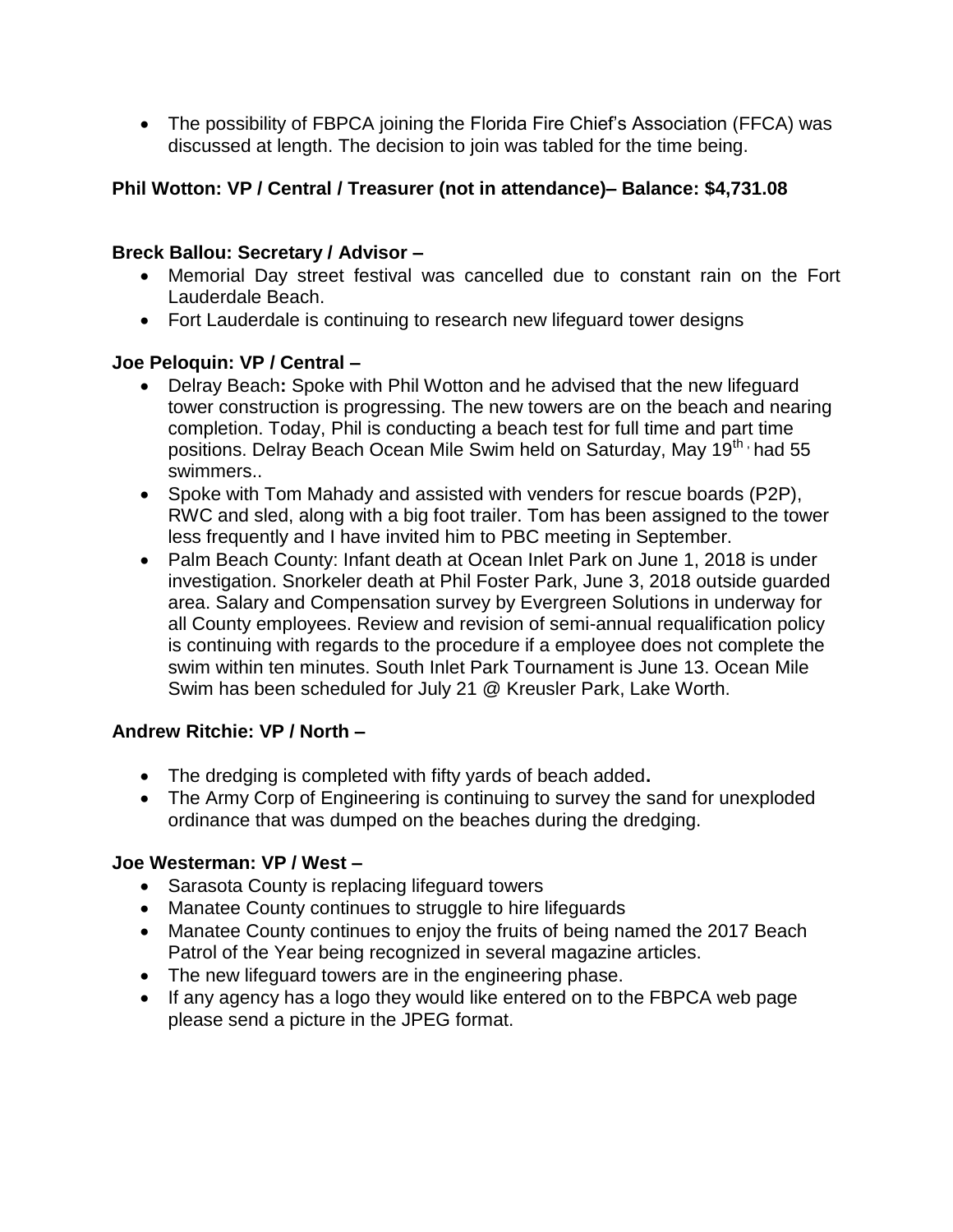- The possibility of FBPCA joining the Florida Fire Chief's Association (FFCA) was discussed at length. The decision to join was tabled for the time being.

**Phil Wotton: VP / Central / Treasurer (not in attendance)– Balance: $4,731.08**

**Breck Ballou: Secretary / Advisor –**

- Memorial Day street festival was cancelled due to constant rain on the Fort Lauderdale Beach.
- Fort Lauderdale is continuing to research new lifeguard tower designs

**Joe Peloquin: VP / Central –**

- Delray Beach**:** Spoke with Phil Wotton and he advised that the new lifeguard tower construction is progressing. The new towers are on the beach and nearing completion. Today, Phil is conducting a beach test for full time and part time positions. Delray Beach Ocean Mile Swim held on Saturday, May 19th, had 55 swimmers..
- Spoke with Tom Mahady and assisted with venders for rescue boards (P2P), RWC and sled, along with a big foot trailer. Tom has been assigned to the tower less frequently and I have invited him to PBC meeting in September.
- Palm Beach County: Infant death at Ocean Inlet Park on June 1, 2018 is under investigation. Snorkeler death at Phil Foster Park, June 3, 2018 outside guarded area. Salary and Compensation survey by Evergreen Solutions in underway for all County employees. Review and revision of semi-annual requalification policy is continuing with regards to the procedure if a employee does not complete the swim within ten minutes. South Inlet Park Tournament is June 13. Ocean Mile Swim has been scheduled for July 21 @ Kreusler Park, Lake Worth.

**Andrew Ritchie: VP / North –**

- The dredging is completed with fifty yards of beach added**.**
- The Army Corp of Engineering is continuing to survey the sand for unexploded ordinance that was dumped on the beaches during the dredging.

**Joe Westerman: VP / West –**

- Sarasota County is replacing lifeguard towers
- Manatee County continues to struggle to hire lifeguards
- Manatee County continues to enjoy the fruits of being named the 2017 Beach Patrol of the Year being recognized in several magazine articles.
- The new lifeguard towers are in the engineering phase.
- If any agency has a logo they would like entered on to the FBPCA web page please send a picture in the JPEG format.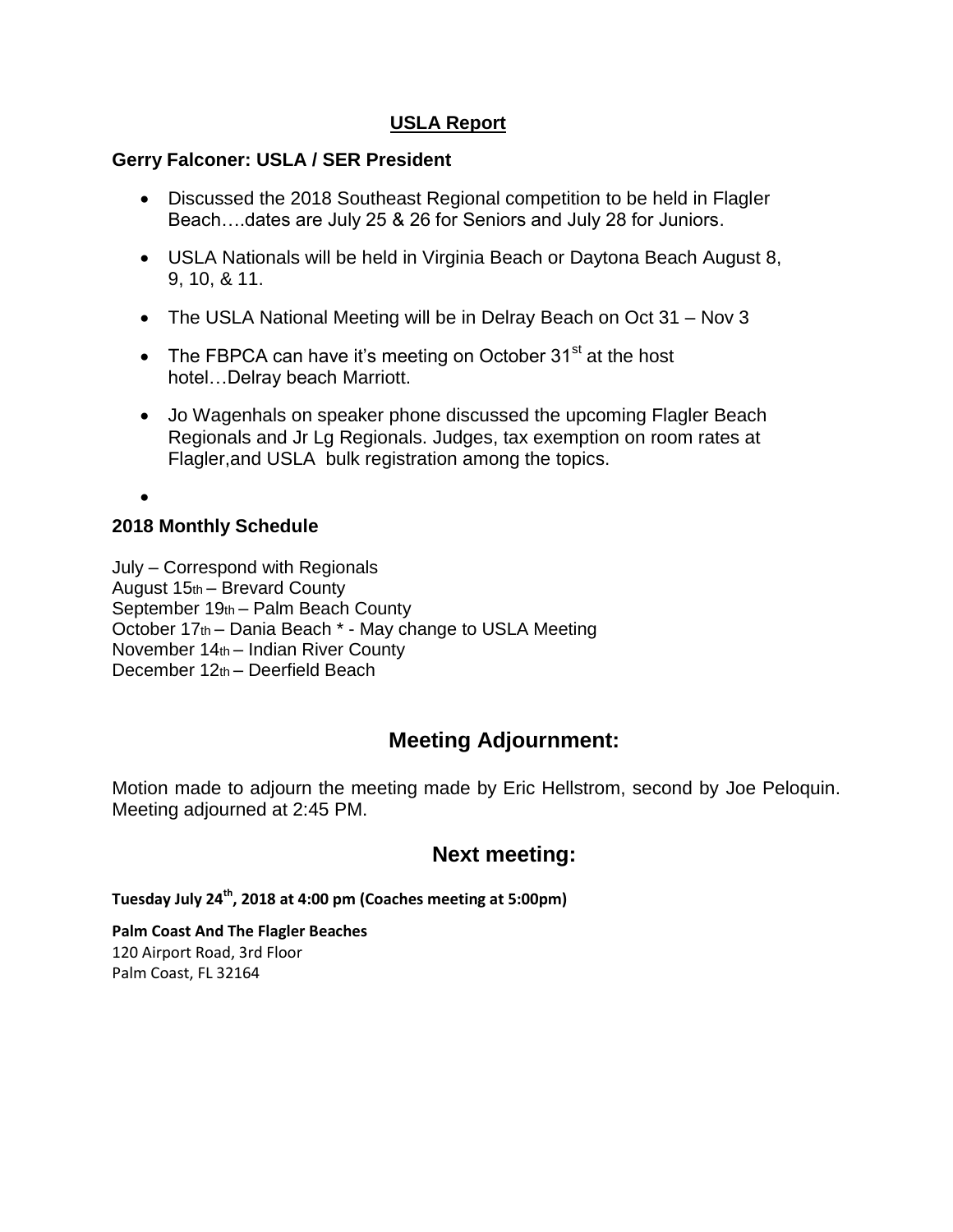## **USLA Report**

**Gerry Falconer: USLA / SER President**

- Discussed the 2018 Southeast Regional competition to be held in Flagler Beach….dates are July 25 & 26 for Seniors and July 28 for Juniors.
- USLA Nationals will be held in Virginia Beach or Daytona Beach August 8, 9, 10, & 11.
- The USLA National Meeting will be in Delray Beach on Oct 31 – Nov 3
- The FBPCA can have it's meeting on October 31st at the host hotel…Delray beach Marriott.
- Jo Wagenhals on speaker phone discussed the upcoming Flagler Beach Regionals and Jr Lg Regionals. Judges, tax exemption on room rates at Flagler,and USLA bulk registration among the topics.

**2018 Monthly Schedule**

July – Correspond with Regionals
August 15th – Brevard County
September 19th – Palm Beach County
October 17th – Dania Beach * - May change to USLA Meeting
November 14th – Indian River County
December 12th – Deerfield Beach

## Meeting Adjournment:

Motion made to adjourn the meeting made by Eric Hellstrom, second by Joe Peloquin. Meeting adjourned at 2:45 PM.

## Next meeting:

**Tuesday July 24th, 2018 at 4:00 pm (Coaches meeting at 5:00pm)**

**Palm Coast And The Flagler Beaches**
120 Airport Road, 3rd Floor
Palm Coast, FL 32164